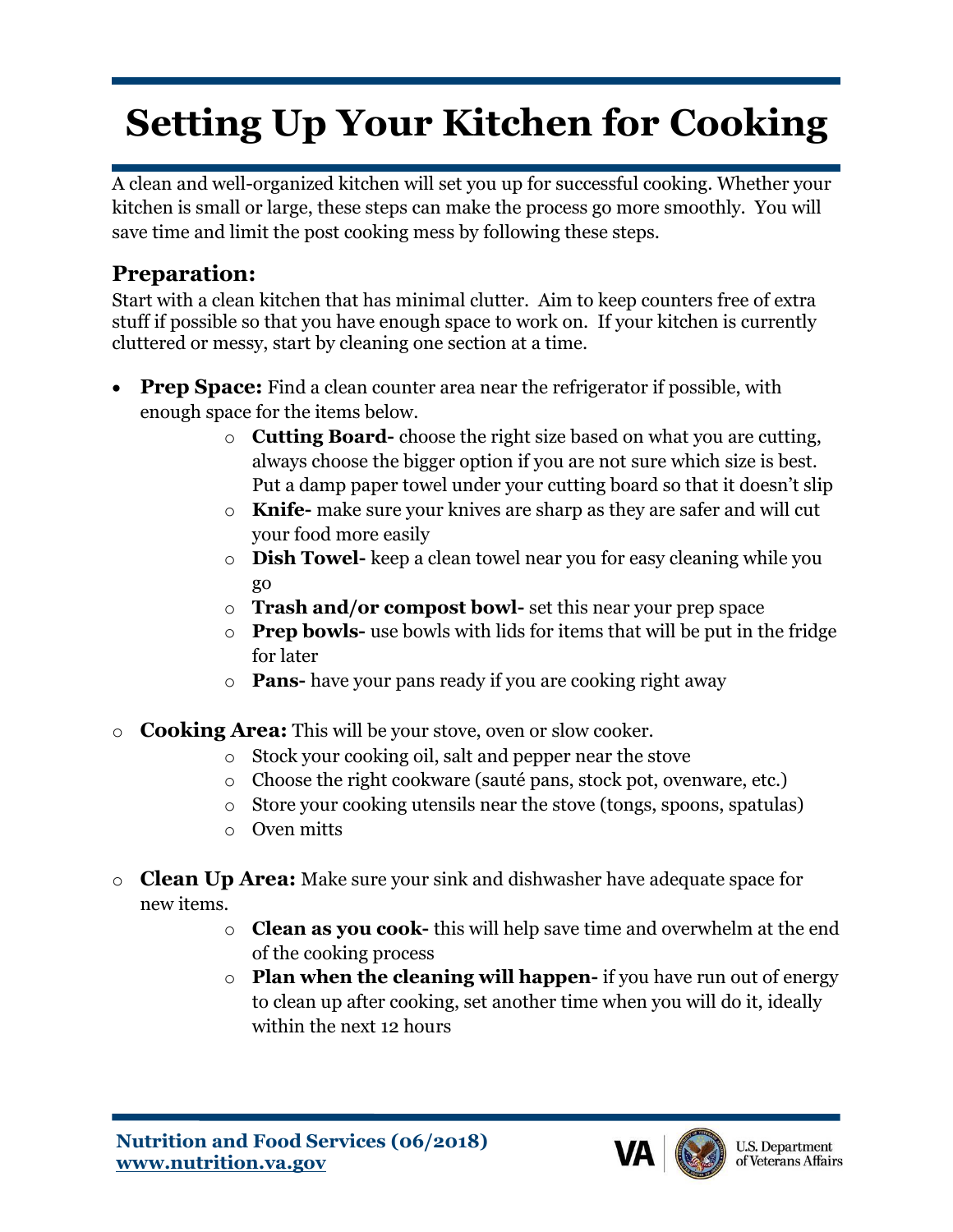# Setting Up Your Kitchen for Cooking

A clean and well-organized kitchen will set you up for successful cooking. Whether your kitchen is small or large, these steps can make the process go more smoothly. You will save time and limit the post cooking mess by following these steps.

## Preparation:

Start with a clean kitchen that has minimal clutter. Aim to keep counters free of extra stuff if possible so that you have enough space to work on. If your kitchen is currently cluttered or messy, start by cleaning one section at a time.

- **Prep Space:** Find a clean counter area near the refrigerator if possible, with enough space for the items below.
  - **Cutting Board-** choose the right size based on what you are cutting, always choose the bigger option if you are not sure which size is best. Put a damp paper towel under your cutting board so that it doesn't slip
  - **Knife-** make sure your knives are sharp as they are safer and will cut your food more easily
  - **Dish Towel-** keep a clean towel near you for easy cleaning while you go
  - **Trash and/or compost bowl-** set this near your prep space
  - **Prep bowls-** use bowls with lids for items that will be put in the fridge for later
  - **Pans-** have your pans ready if you are cooking right away

- **Cooking Area:** This will be your stove, oven or slow cooker.
  - Stock your cooking oil, salt and pepper near the stove
  - Choose the right cookware (sauté pans, stock pot, ovenware, etc.)
  - Store your cooking utensils near the stove (tongs, spoons, spatulas)
  - Oven mitts

- **Clean Up Area:** Make sure your sink and dishwasher have adequate space for new items.
  - **Clean as you cook-** this will help save time and overwhelm at the end of the cooking process
  - **Plan when the cleaning will happen-** if you have run out of energy to clean up after cooking, set another time when you will do it, ideally within the next 12 hours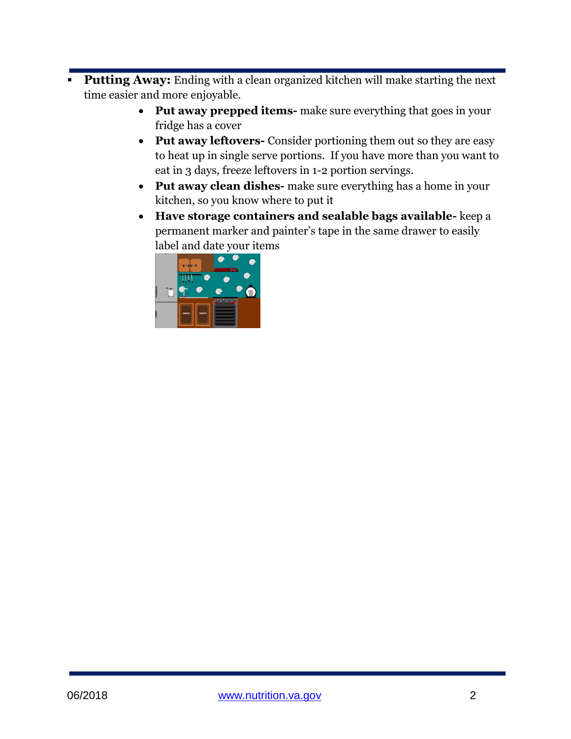- **Putting Away:** Ending with a clean organized kitchen will make starting the next time easier and more enjoyable.
    - **Put away prepped items-** make sure everything that goes in your fridge has a cover
    - **Put away leftovers-** Consider portioning them out so they are easy to heat up in single serve portions. If you have more than you want to eat in 3 days, freeze leftovers in 1-2 portion servings.
    - **Put away clean dishes-** make sure everything has a home in your kitchen, so you know where to put it
    - **Have storage containers and sealable bags available-** keep a permanent marker and painter's tape in the same drawer to easily label and date your items